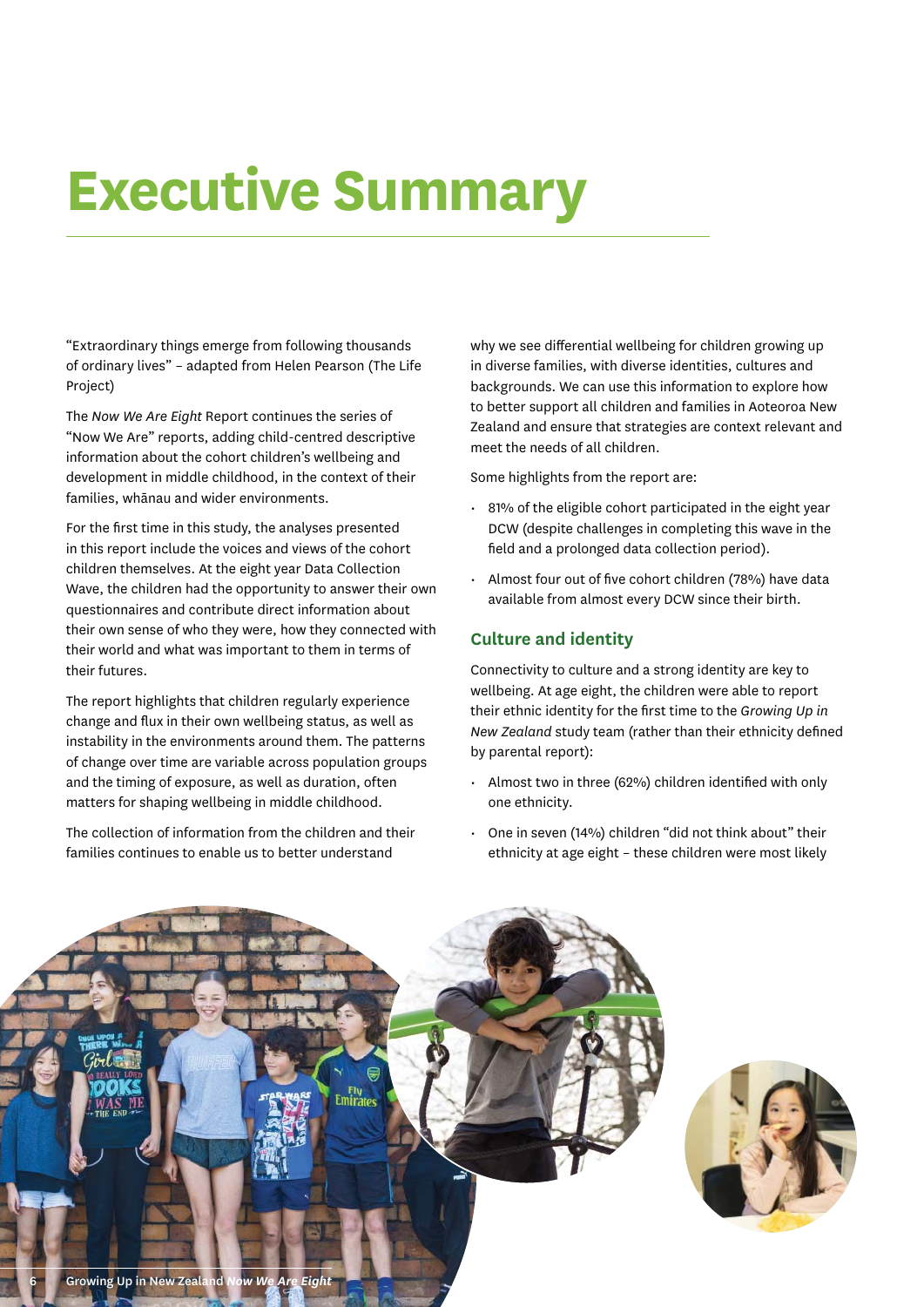# Executive Summary

"Extraordinary things emerge from following thousands of ordinary lives" – adapted from Helen Pearson (The Life Project)

The *Now We Are Eight* Report continues the series of "Now We Are" reports, adding child-centred descriptive information about the cohort children's wellbeing and development in middle childhood, in the context of their families, whānau and wider environments.

For the first time in this study, the analyses presented in this report include the voices and views of the cohort children themselves. At the eight year Data Collection Wave, the children had the opportunity to answer their own questionnaires and contribute direct information about their own sense of who they were, how they connected with their world and what was important to them in terms of their futures.

The report highlights that children regularly experience change and flux in their own wellbeing status, as well as instability in the environments around them. The patterns of change over time are variable across population groups and the timing of exposure, as well as duration, often matters for shaping wellbeing in middle childhood.

The collection of information from the children and their families continues to enable us to better understand why we see differential wellbeing for children growing up in diverse families, with diverse identities, cultures and backgrounds. We can use this information to explore how to better support all children and families in Aotearoa New Zealand and ensure that strategies are context relevant and meet the needs of all children.

Some highlights from the report are:

- 81% of the eligible cohort participated in the eight year DCW (despite challenges in completing this wave in the field and a prolonged data collection period).
- Almost four out of five cohort children (78%) have data available from almost every DCW since their birth.

## Culture and identity

Connectivity to culture and a strong identity are key to wellbeing. At age eight, the children were able to report their ethnic identity for the first time to the *Growing Up in New Zealand* study team (rather than their ethnicity defined by parental report):

- Almost two in three (62%) children identified with only one ethnicity.
- One in seven (14%) children "did not think about" their ethnicity at age eight – these children were most likely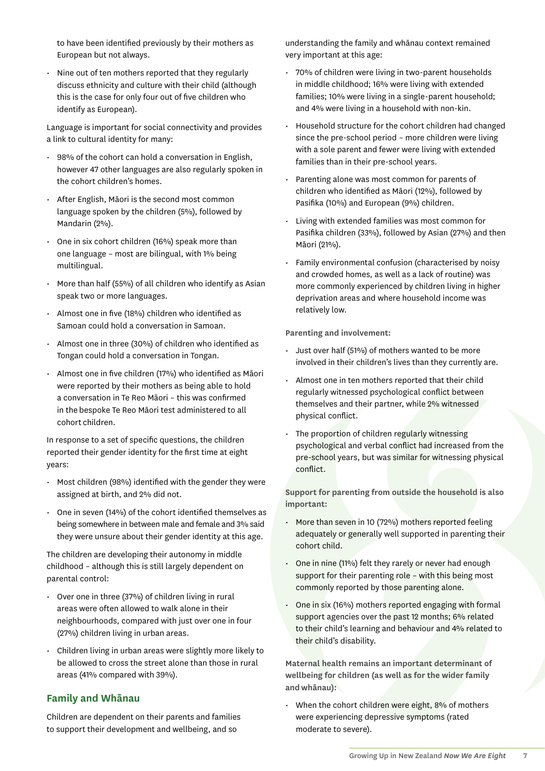to have been identified previously by their mothers as European but not always.

- Nine out of ten mothers reported that they regularly discuss ethnicity and culture with their child (although this is the case for only four out of five children who identify as European).

Language is important for social connectivity and provides a link to cultural identity for many:

- 98% of the cohort can hold a conversation in English, however 47 other languages are also regularly spoken in the cohort children's homes.
- After English, Māori is the second most common language spoken by the children (5%), followed by Mandarin (2%).
- One in six cohort children (16%) speak more than one language – most are bilingual, with 1% being multilingual.
- More than half (55%) of all children who identify as Asian speak two or more languages.
- Almost one in five (18%) children who identified as Samoan could hold a conversation in Samoan.
- Almost one in three (30%) of children who identified as Tongan could hold a conversation in Tongan.
- Almost one in five children (17%) who identified as Māori were reported by their mothers as being able to hold a conversation in Te Reo Māori – this was confirmed in the bespoke Te Reo Māori test administered to all cohort children.

In response to a set of specific questions, the children reported their gender identity for the first time at eight years:

- Most children (98%) identified with the gender they were assigned at birth, and 2% did not.
- One in seven (14%) of the cohort identified themselves as being somewhere in between male and female and 3% said they were unsure about their gender identity at this age.

The children are developing their autonomy in middle childhood – although this is still largely dependent on parental control:

- Over one in three (37%) of children living in rural areas were often allowed to walk alone in their neighbourhoods, compared with just over one in four (27%) children living in urban areas.
- Children living in urban areas were slightly more likely to be allowed to cross the street alone than those in rural areas (41% compared with 39%).

## Family and Whānau

Children are dependent on their parents and families to support their development and wellbeing, and so understanding the family and whānau context remained very important at this age:

- 70% of children were living in two-parent households in middle childhood; 16% were living with extended families; 10% were living in a single-parent household; and 4% were living in a household with non-kin.
- Household structure for the cohort children had changed since the pre-school period – more children were living with a sole parent and fewer were living with extended families than in their pre-school years.
- Parenting alone was most common for parents of children who identified as Māori (12%), followed by Pasifika (10%) and European (9%) children.
- Living with extended families was most common for Pasifika children (33%), followed by Asian (27%) and then Māori (21%).
- Family environmental confusion (characterised by noisy and crowded homes, as well as a lack of routine) was more commonly experienced by children living in higher deprivation areas and where household income was relatively low.

**Parenting and involvement:**

- Just over half (51%) of mothers wanted to be more involved in their children's lives than they currently are.
- Almost one in ten mothers reported that their child regularly witnessed psychological conflict between themselves and their partner, while 2% witnessed physical conflict.
- The proportion of children regularly witnessing psychological and verbal conflict had increased from the pre-school years, but was similar for witnessing physical conflict.

**Support for parenting from outside the household is also important:**

- More than seven in 10 (72%) mothers reported feeling adequately or generally well supported in parenting their cohort child.
- One in nine (11%) felt they rarely or never had enough support for their parenting role – with this being most commonly reported by those parenting alone.
- One in six (16%) mothers reported engaging with formal support agencies over the past 12 months; 6% related to their child's learning and behaviour and 4% related to their child's disability.

**Maternal health remains an important determinant of wellbeing for children (as well as for the wider family and whānau):**

- When the cohort children were eight, 8% of mothers were experiencing depressive symptoms (rated moderate to severe).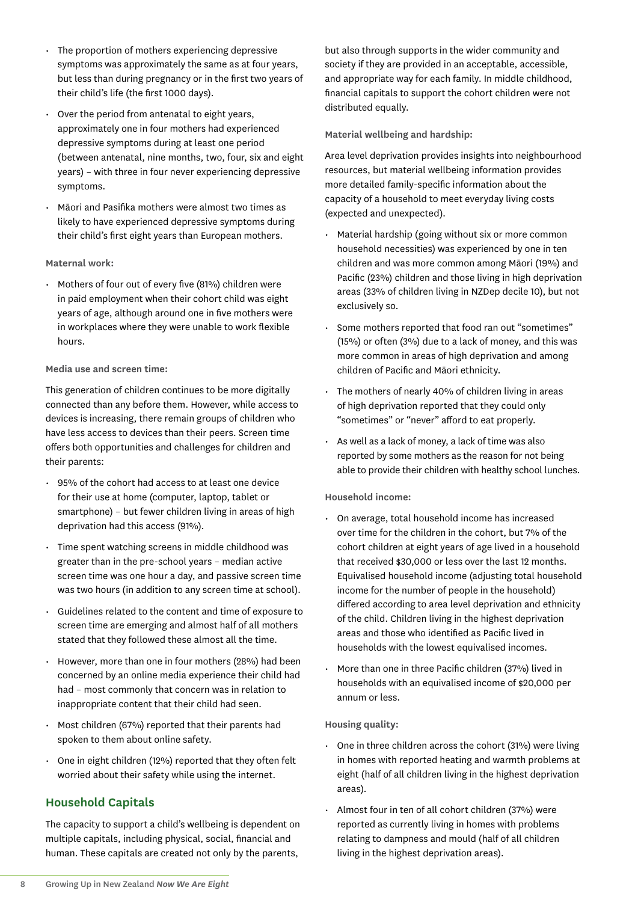- The proportion of mothers experiencing depressive symptoms was approximately the same as at four years, but less than during pregnancy or in the first two years of their child's life (the first 1000 days).
- Over the period from antenatal to eight years, approximately one in four mothers had experienced depressive symptoms during at least one period (between antenatal, nine months, two, four, six and eight years) – with three in four never experiencing depressive symptoms.
- Māori and Pasifika mothers were almost two times as likely to have experienced depressive symptoms during their child's first eight years than European mothers.

**Maternal work:**

- Mothers of four out of every five (81%) children were in paid employment when their cohort child was eight years of age, although around one in five mothers were in workplaces where they were unable to work flexible hours.

**Media use and screen time:**

This generation of children continues to be more digitally connected than any before them. However, while access to devices is increasing, there remain groups of children who have less access to devices than their peers. Screen time offers both opportunities and challenges for children and their parents:

- 95% of the cohort had access to at least one device for their use at home (computer, laptop, tablet or smartphone) – but fewer children living in areas of high deprivation had this access (91%).
- Time spent watching screens in middle childhood was greater than in the pre-school years – median active screen time was one hour a day, and passive screen time was two hours (in addition to any screen time at school).
- Guidelines related to the content and time of exposure to screen time are emerging and almost half of all mothers stated that they followed these almost all the time.
- However, more than one in four mothers (28%) had been concerned by an online media experience their child had had – most commonly that concern was in relation to inappropriate content that their child had seen.
- Most children (67%) reported that their parents had spoken to them about online safety.
- One in eight children (12%) reported that they often felt worried about their safety while using the internet.

## Household Capitals

The capacity to support a child's wellbeing is dependent on multiple capitals, including physical, social, financial and human. These capitals are created not only by the parents, but also through supports in the wider community and society if they are provided in an acceptable, accessible, and appropriate way for each family. In middle childhood, financial capitals to support the cohort children were not distributed equally.

**Material wellbeing and hardship:**

Area level deprivation provides insights into neighbourhood resources, but material wellbeing information provides more detailed family-specific information about the capacity of a household to meet everyday living costs (expected and unexpected).

- Material hardship (going without six or more common household necessities) was experienced by one in ten children and was more common among Māori (19%) and Pacific (23%) children and those living in high deprivation areas (33% of children living in NZDep decile 10), but not exclusively so.
- Some mothers reported that food ran out "sometimes" (15%) or often (3%) due to a lack of money, and this was more common in areas of high deprivation and among children of Pacific and Māori ethnicity.
- The mothers of nearly 40% of children living in areas of high deprivation reported that they could only "sometimes" or "never" afford to eat properly.
- As well as a lack of money, a lack of time was also reported by some mothers as the reason for not being able to provide their children with healthy school lunches.

**Household income:**

- On average, total household income has increased over time for the children in the cohort, but 7% of the cohort children at eight years of age lived in a household that received $30,000 or less over the last 12 months. Equivalised household income (adjusting total household income for the number of people in the household) differed according to area level deprivation and ethnicity of the child. Children living in the highest deprivation areas and those who identified as Pacific lived in households with the lowest equivalised incomes.
- More than one in three Pacific children (37%) lived in households with an equivalised income of $20,000 per annum or less.

**Housing quality:**

- One in three children across the cohort (31%) were living in homes with reported heating and warmth problems at eight (half of all children living in the highest deprivation areas).
- Almost four in ten of all cohort children (37%) were reported as currently living in homes with problems relating to dampness and mould (half of all children living in the highest deprivation areas).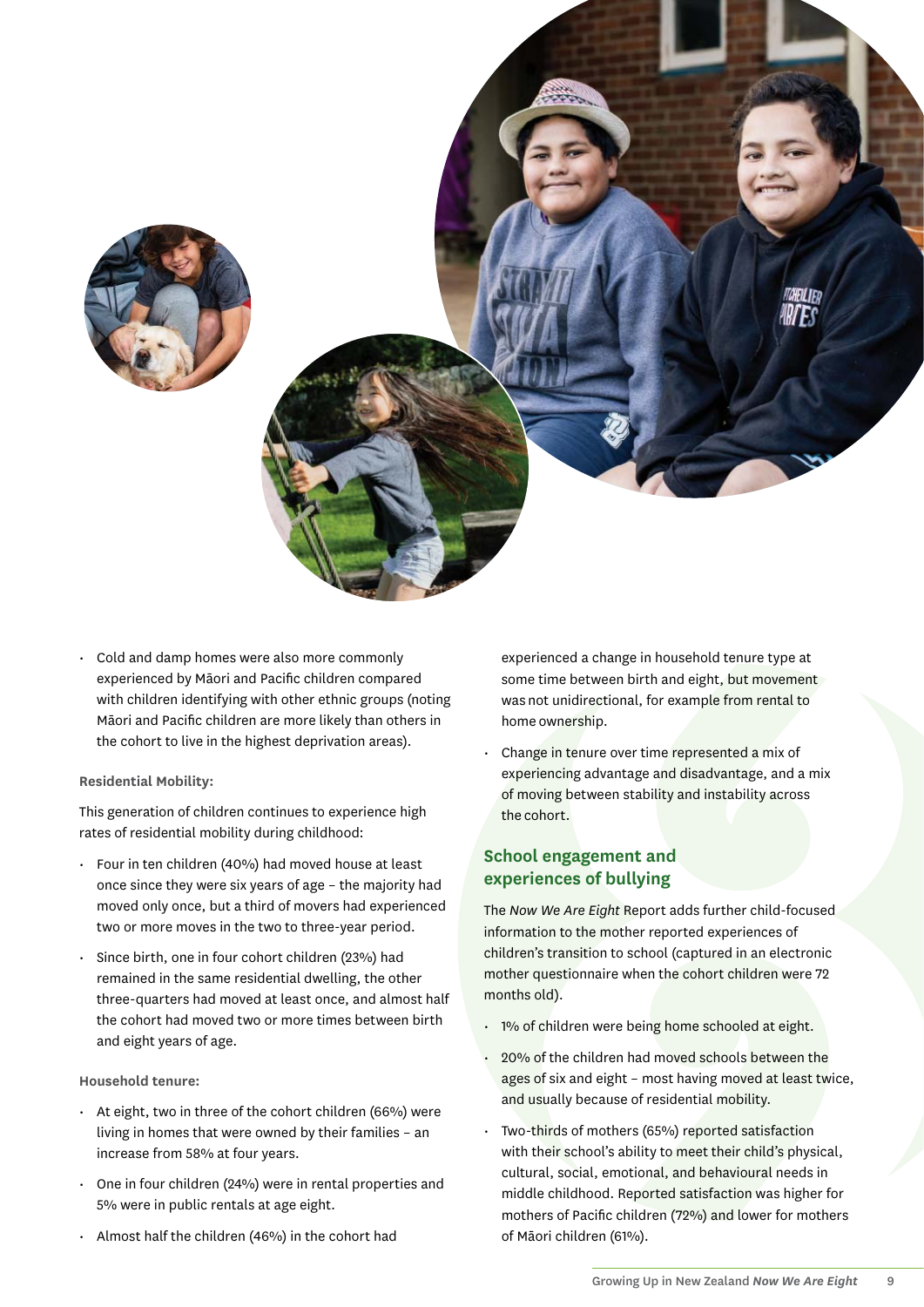- Cold and damp homes were also more commonly experienced by Māori and Pacific children compared with children identifying with other ethnic groups (noting Māori and Pacific children are more likely than others in the cohort to live in the highest deprivation areas).

**Residential Mobility:**

This generation of children continues to experience high rates of residential mobility during childhood:

- Four in ten children (40%) had moved house at least once since they were six years of age – the majority had moved only once, but a third of movers had experienced two or more moves in the two to three-year period.
- Since birth, one in four cohort children (23%) had remained in the same residential dwelling, the other three-quarters had moved at least once, and almost half the cohort had moved two or more times between birth and eight years of age.

**Household tenure:**

- At eight, two in three of the cohort children (66%) were living in homes that were owned by their families – an increase from 58% at four years.
- One in four children (24%) were in rental properties and 5% were in public rentals at age eight.
- Almost half the children (46%) in the cohort had experienced a change in household tenure type at some time between birth and eight, but movement was not unidirectional, for example from rental to home ownership.
- Change in tenure over time represented a mix of experiencing advantage and disadvantage, and a mix of moving between stability and instability across the cohort.

## School engagement and experiences of bullying

The *Now We Are Eight* Report adds further child-focused information to the mother reported experiences of children's transition to school (captured in an electronic mother questionnaire when the cohort children were 72 months old).

- 1% of children were being home schooled at eight.
- 20% of the children had moved schools between the ages of six and eight – most having moved at least twice, and usually because of residential mobility.
- Two-thirds of mothers (65%) reported satisfaction with their school's ability to meet their child's physical, cultural, social, emotional, and behavioural needs in middle childhood. Reported satisfaction was higher for mothers of Pacific children (72%) and lower for mothers of Māori children (61%).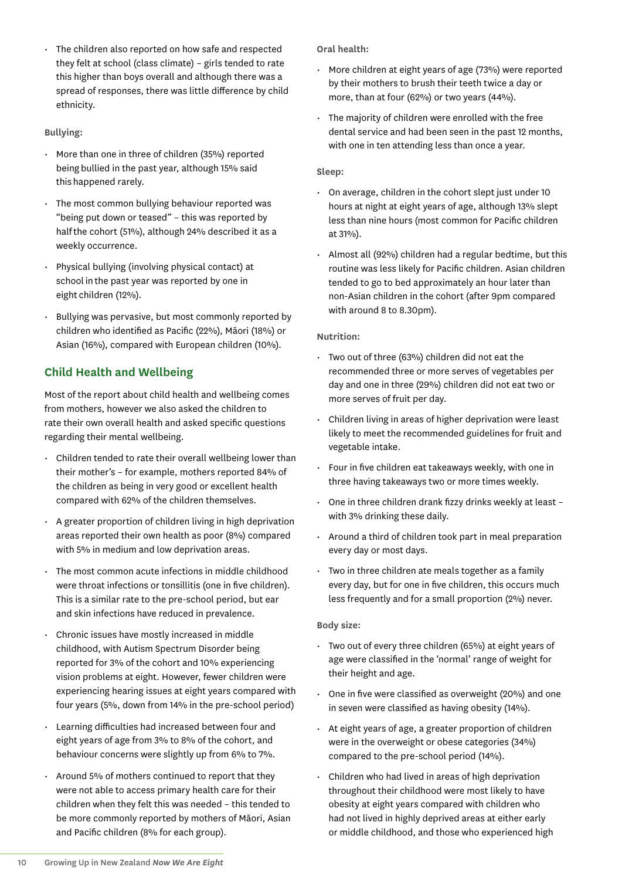- The children also reported on how safe and respected they felt at school (class climate) – girls tended to rate this higher than boys overall and although there was a spread of responses, there was little difference by child ethnicity.

**Bullying:**

- More than one in three of children (35%) reported being bullied in the past year, although 15% said this happened rarely.
- The most common bullying behaviour reported was "being put down or teased" – this was reported by half the cohort (51%), although 24% described it as a weekly occurrence.
- Physical bullying (involving physical contact) at school in the past year was reported by one in eight children (12%).
- Bullying was pervasive, but most commonly reported by children who identified as Pacific (22%), Māori (18%) or Asian (16%), compared with European children (10%).

## Child Health and Wellbeing

Most of the report about child health and wellbeing comes from mothers, however we also asked the children to rate their own overall health and asked specific questions regarding their mental wellbeing.

- Children tended to rate their overall wellbeing lower than their mother's – for example, mothers reported 84% of the children as being in very good or excellent health compared with 62% of the children themselves.
- A greater proportion of children living in high deprivation areas reported their own health as poor (8%) compared with 5% in medium and low deprivation areas.
- The most common acute infections in middle childhood were throat infections or tonsillitis (one in five children). This is a similar rate to the pre-school period, but ear and skin infections have reduced in prevalence.
- Chronic issues have mostly increased in middle childhood, with Autism Spectrum Disorder being reported for 3% of the cohort and 10% experiencing vision problems at eight. However, fewer children were experiencing hearing issues at eight years compared with four years (5%, down from 14% in the pre-school period)
- Learning difficulties had increased between four and eight years of age from 3% to 8% of the cohort, and behaviour concerns were slightly up from 6% to 7%.
- Around 5% of mothers continued to report that they were not able to access primary health care for their children when they felt this was needed – this tended to be more commonly reported by mothers of Māori, Asian and Pacific children (8% for each group).

**Oral health:**

- More children at eight years of age (73%) were reported by their mothers to brush their teeth twice a day or more, than at four (62%) or two years (44%).
- The majority of children were enrolled with the free dental service and had been seen in the past 12 months, with one in ten attending less than once a year.

**Sleep:**

- On average, children in the cohort slept just under 10 hours at night at eight years of age, although 13% slept less than nine hours (most common for Pacific children at 31%).
- Almost all (92%) children had a regular bedtime, but this routine was less likely for Pacific children. Asian children tended to go to bed approximately an hour later than non-Asian children in the cohort (after 9pm compared with around 8 to 8.30pm).

**Nutrition:**

- Two out of three (63%) children did not eat the recommended three or more serves of vegetables per day and one in three (29%) children did not eat two or more serves of fruit per day.
- Children living in areas of higher deprivation were least likely to meet the recommended guidelines for fruit and vegetable intake.
- Four in five children eat takeaways weekly, with one in three having takeaways two or more times weekly.
- One in three children drank fizzy drinks weekly at least – with 3% drinking these daily.
- Around a third of children took part in meal preparation every day or most days.
- Two in three children ate meals together as a family every day, but for one in five children, this occurs much less frequently and for a small proportion (2%) never.

**Body size:**

- Two out of every three children (65%) at eight years of age were classified in the 'normal' range of weight for their height and age.
- One in five were classified as overweight (20%) and one in seven were classified as having obesity (14%).
- At eight years of age, a greater proportion of children were in the overweight or obese categories (34%) compared to the pre-school period (14%).
- Children who had lived in areas of high deprivation throughout their childhood were most likely to have obesity at eight years compared with children who had not lived in highly deprived areas at either early or middle childhood, and those who experienced high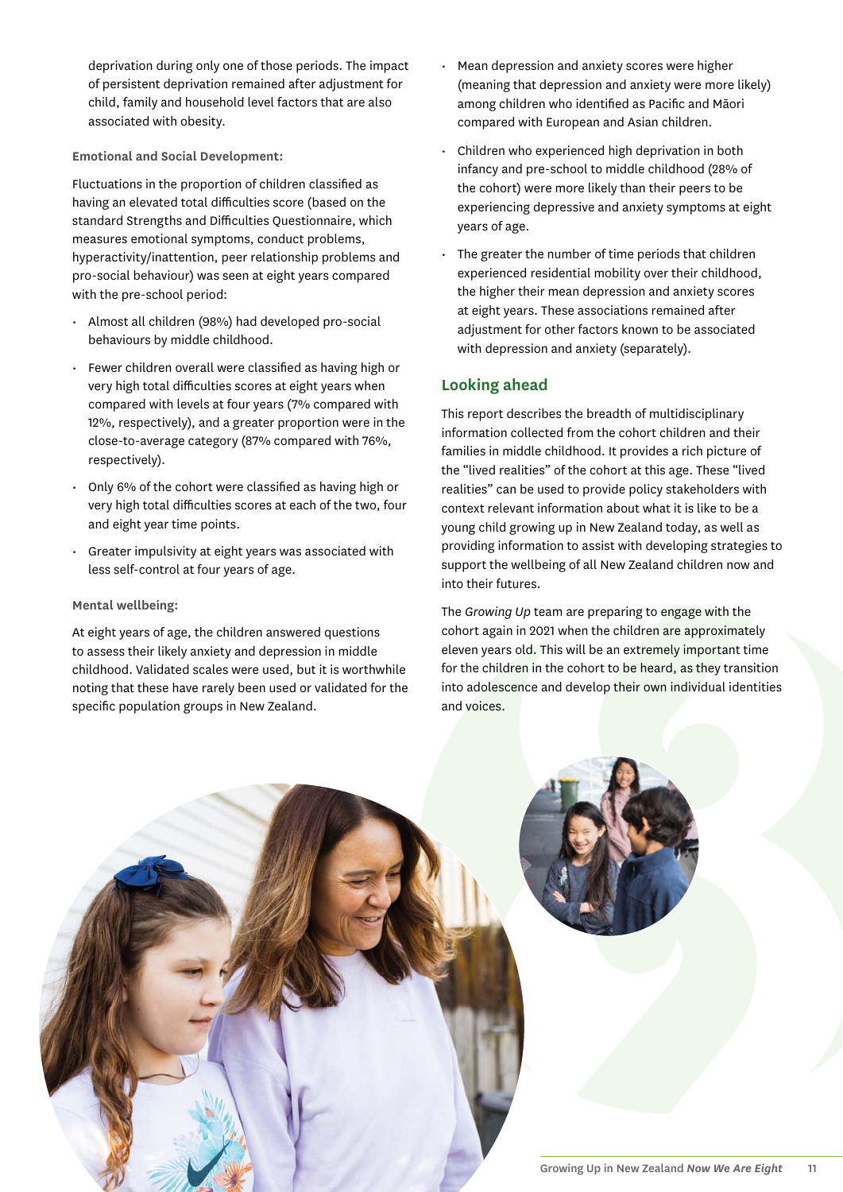deprivation during only one of those periods. The impact of persistent deprivation remained after adjustment for child, family and household level factors that are also associated with obesity.

**Emotional and Social Development:**

Fluctuations in the proportion of children classified as having an elevated total difficulties score (based on the standard Strengths and Difficulties Questionnaire, which measures emotional symptoms, conduct problems, hyperactivity/inattention, peer relationship problems and pro-social behaviour) was seen at eight years compared with the pre-school period:

- Almost all children (98%) had developed pro-social behaviours by middle childhood.
- Fewer children overall were classified as having high or very high total difficulties scores at eight years when compared with levels at four years (7% compared with 12%, respectively), and a greater proportion were in the close-to-average category (87% compared with 76%, respectively).
- Only 6% of the cohort were classified as having high or very high total difficulties scores at each of the two, four and eight year time points.
- Greater impulsivity at eight years was associated with less self-control at four years of age.

**Mental wellbeing:**

At eight years of age, the children answered questions to assess their likely anxiety and depression in middle childhood. Validated scales were used, but it is worthwhile noting that these have rarely been used or validated for the specific population groups in New Zealand.

- Mean depression and anxiety scores were higher (meaning that depression and anxiety were more likely) among children who identified as Pacific and Māori compared with European and Asian children.
- Children who experienced high deprivation in both infancy and pre-school to middle childhood (28% of the cohort) were more likely than their peers to be experiencing depressive and anxiety symptoms at eight years of age.
- The greater the number of time periods that children experienced residential mobility over their childhood, the higher their mean depression and anxiety scores at eight years. These associations remained after adjustment for other factors known to be associated with depression and anxiety (separately).

## Looking ahead

This report describes the breadth of multidisciplinary information collected from the cohort children and their families in middle childhood. It provides a rich picture of the "lived realities" of the cohort at this age. These "lived realities" can be used to provide policy stakeholders with context relevant information about what it is like to be a young child growing up in New Zealand today, as well as providing information to assist with developing strategies to support the wellbeing of all New Zealand children now and into their futures.

The *Growing Up* team are preparing to engage with the cohort again in 2021 when the children are approximately eleven years old. This will be an extremely important time for the children in the cohort to be heard, as they transition into adolescence and develop their own individual identities and voices.